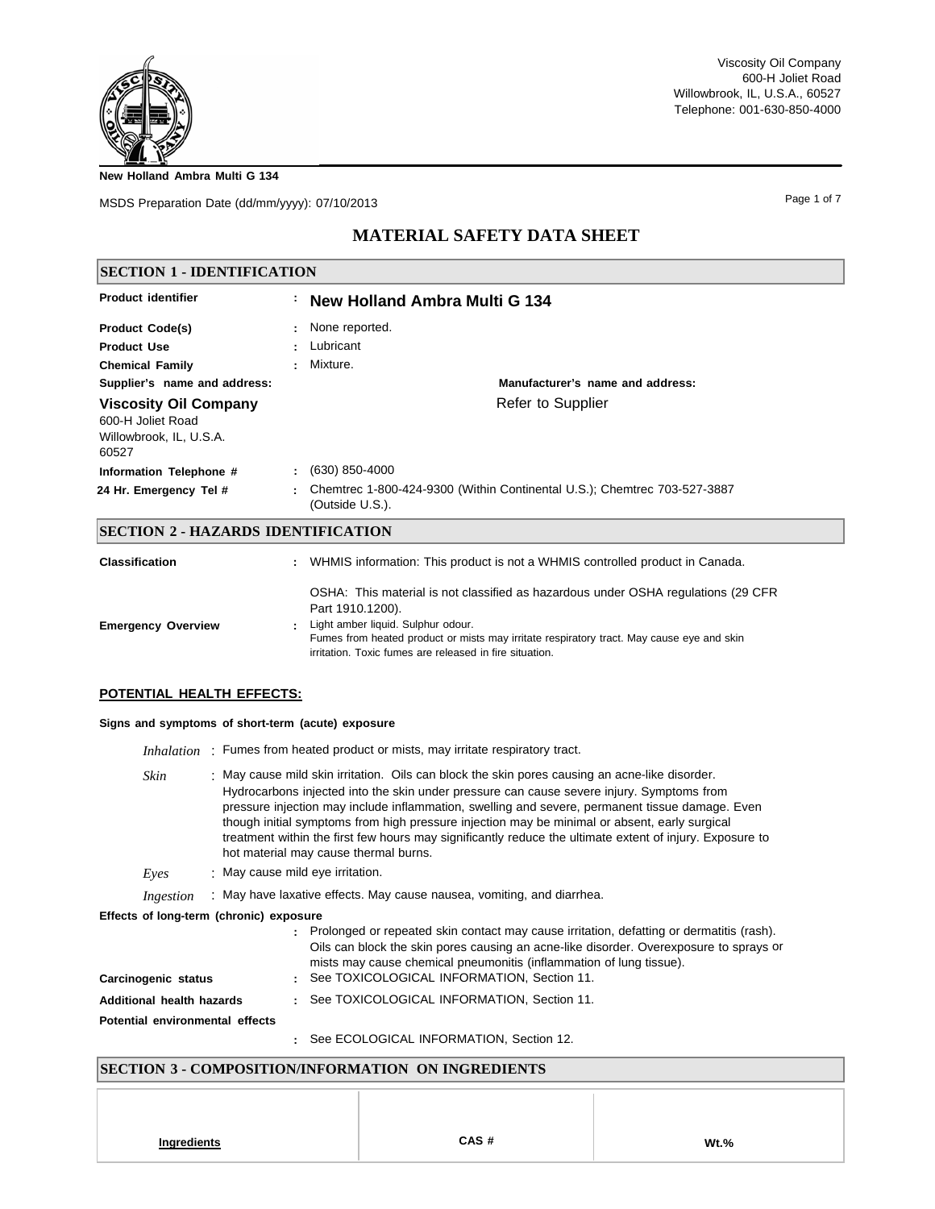Viscosity Oil Company
600-H Joliet Road
Willowbrook, IL, U.S.A., 60527
Telephone: 001-630-850-4000

**New Holland Ambra Multi G 134**

MSDS Preparation Date (dd/mm/yyyy): 07/10/2013

# MATERIAL SAFETY DATA SHEET

## SECTION 1 - IDENTIFICATION

**Product identifier** : **New Holland Ambra Multi G 134**

**Product Code(s)** : None reported.

**Product Use** : Lubricant

**Chemical Family** : Mixture.

**Supplier's name and address:**

**Viscosity Oil Company**
600-H Joliet Road
Willowbrook, IL, U.S.A.
60527

**Manufacturer's name and address:**

Refer to Supplier

**Information Telephone #** : (630) 850-4000

**24 Hr. Emergency Tel #** : Chemtrec 1-800-424-9300 (Within Continental U.S.); Chemtrec 703-527-3887 (Outside U.S.).

## SECTION 2 - HAZARDS IDENTIFICATION

**Classification** : WHMIS information: This product is not a WHMIS controlled product in Canada.

OSHA: This material is not classified as hazardous under OSHA regulations (29 CFR Part 1910.1200).

**Emergency Overview** : Light amber liquid. Sulphur odour.
Fumes from heated product or mists may irritate respiratory tract. May cause eye and skin irritation. Toxic fumes are released in fire situation.

### POTENTIAL HEALTH EFFECTS:

**Signs and symptoms of short-term (acute) exposure**

*Inhalation* : Fumes from heated product or mists, may irritate respiratory tract.

*Skin* : May cause mild skin irritation. Oils can block the skin pores causing an acne-like disorder. Hydrocarbons injected into the skin under pressure can cause severe injury. Symptoms from pressure injection may include inflammation, swelling and severe, permanent tissue damage. Even though initial symptoms from high pressure injection may be minimal or absent, early surgical treatment within the first few hours may significantly reduce the ultimate extent of injury. Exposure to hot material may cause thermal burns.

*Eyes* : May cause mild eye irritation.

*Ingestion* : May have laxative effects. May cause nausea, vomiting, and diarrhea.

**Effects of long-term (chronic) exposure**

: Prolonged or repeated skin contact may cause irritation, defatting or dermatitis (rash). Oils can block the skin pores causing an acne-like disorder. Overexposure to sprays or mists may cause chemical pneumonitis (inflammation of lung tissue).

**Carcinogenic status** : See TOXICOLOGICAL INFORMATION, Section 11.

**Additional health hazards** : See TOXICOLOGICAL INFORMATION, Section 11.

**Potential environmental effects**

: See ECOLOGICAL INFORMATION, Section 12.

## SECTION 3 - COMPOSITION/INFORMATION ON INGREDIENTS

| Ingredients | CAS # | Wt.% |
|---|---|---|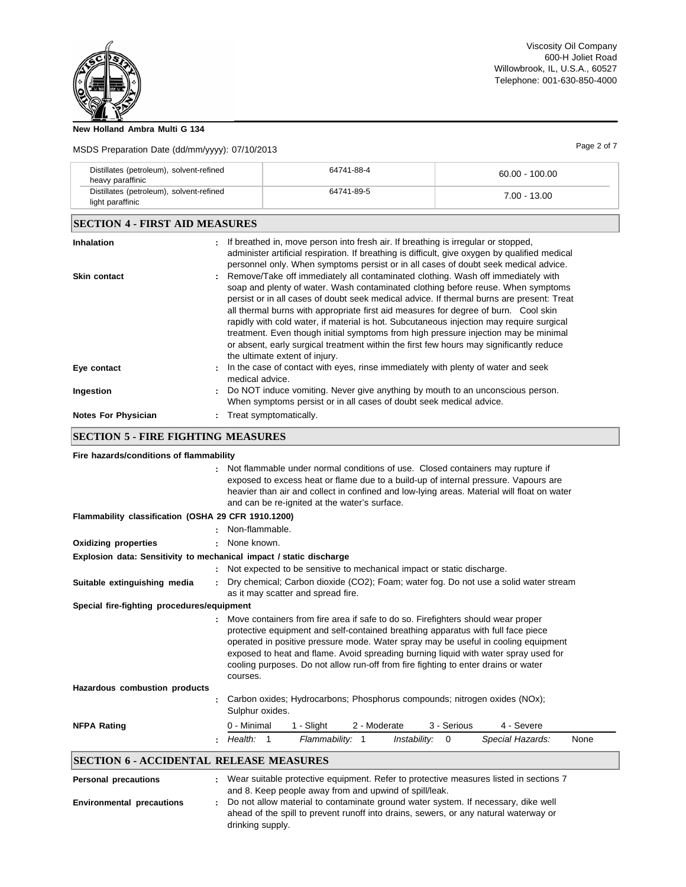| Distillates (petroleum), solvent-refined heavy paraffinic | 64741-88-4 | 60.00 - 100.00 |
|---|---|---|
| Distillates (petroleum), solvent-refined light paraffinic | 64741-89-5 | 7.00 - 13.00 |

## SECTION 4 - FIRST AID MEASURES

**Inhalation** : If breathed in, move person into fresh air. If breathing is irregular or stopped, administer artificial respiration. If breathing is difficult, give oxygen by qualified medical personnel only. When symptoms persist or in all cases of doubt seek medical advice.

**Skin contact** : Remove/Take off immediately all contaminated clothing. Wash off immediately with soap and plenty of water. Wash contaminated clothing before reuse. When symptoms persist or in all cases of doubt seek medical advice. If thermal burns are present: Treat all thermal burns with appropriate first aid measures for degree of burn. Cool skin rapidly with cold water, if material is hot. Subcutaneous injection may require surgical treatment. Even though initial symptoms from high pressure injection may be minimal or absent, early surgical treatment within the first few hours may significantly reduce the ultimate extent of injury.

**Eye contact** : In the case of contact with eyes, rinse immediately with plenty of water and seek medical advice.

**Ingestion** : Do NOT induce vomiting. Never give anything by mouth to an unconscious person. When symptoms persist or in all cases of doubt seek medical advice.

**Notes For Physician** : Treat symptomatically.

## SECTION 5 - FIRE FIGHTING MEASURES

**Fire hazards/conditions of flammability**

: Not flammable under normal conditions of use. Closed containers may rupture if exposed to excess heat or flame due to a build-up of internal pressure. Vapours are heavier than air and collect in confined and low-lying areas. Material will float on water and can be re-ignited at the water's surface.

**Flammability classification (OSHA 29 CFR 1910.1200)**

: Non-flammable.

**Oxidizing properties** : None known.

**Explosion data: Sensitivity to mechanical impact / static discharge**

: Not expected to be sensitive to mechanical impact or static discharge.

**Suitable extinguishing media** : Dry chemical; Carbon dioxide ($CO_2$); Foam; water fog. Do not use a solid water stream as it may scatter and spread fire.

**Special fire-fighting procedures/equipment**

: Move containers from fire area if safe to do so. Firefighters should wear proper protective equipment and self-contained breathing apparatus with full face piece operated in positive pressure mode. Water spray may be useful in cooling equipment exposed to heat and flame. Avoid spreading burning liquid with water spray used for cooling purposes. Do not allow run-off from fire fighting to enter drains or water courses.

**Hazardous combustion products**

: Carbon oxides; Hydrocarbons; Phosphorus compounds; nitrogen oxides ($NO_x$); Sulphur oxides.

**NFPA Rating**

| 0 - Minimal | 1 - Slight | 2 - Moderate | 3 - Serious | 4 - Severe |
|---|---|---|---|---|
| *Health:* 1 | *Flammability:* 1 | *Instability:* 0 | *Special Hazards:* None | |

## SECTION 6 - ACCIDENTAL RELEASE MEASURES

**Personal precautions** : Wear suitable protective equipment. Refer to protective measures listed in sections 7 and 8. Keep people away from and upwind of spill/leak.

**Environmental precautions** : Do not allow material to contaminate ground water system. If necessary, dike well ahead of the spill to prevent runoff into drains, sewers, or any natural waterway or drinking supply.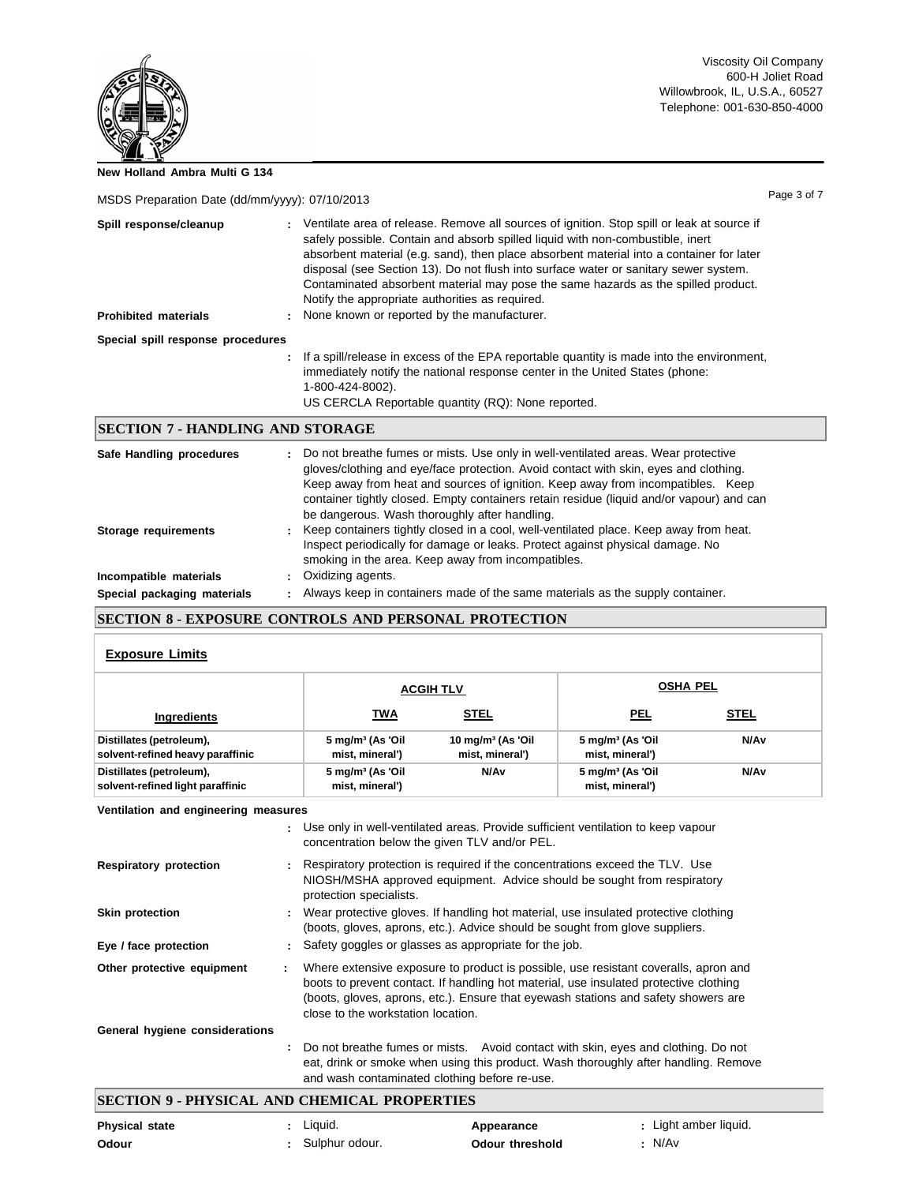**Spill response/cleanup** : Ventilate area of release. Remove all sources of ignition. Stop spill or leak at source if safely possible. Contain and absorb spilled liquid with non-combustible, inert absorbent material (e.g. sand), then place absorbent material into a container for later disposal (see Section 13). Do not flush into surface water or sanitary sewer system. Contaminated absorbent material may pose the same hazards as the spilled product. Notify the appropriate authorities as required.

**Prohibited materials** : None known or reported by the manufacturer.

**Special spill response procedures** : If a spill/release in excess of the EPA reportable quantity is made into the environment, immediately notify the national response center in the United States (phone: 1-800-424-8002).
US CERCLA Reportable quantity (RQ): None reported.

## SECTION 7 - HANDLING AND STORAGE

**Safe Handling procedures** : Do not breathe fumes or mists. Use only in well-ventilated areas. Wear protective gloves/clothing and eye/face protection. Avoid contact with skin, eyes and clothing. Keep away from heat and sources of ignition. Keep away from incompatibles. Keep container tightly closed. Empty containers retain residue (liquid and/or vapour) and can be dangerous. Wash thoroughly after handling.

**Storage requirements** : Keep containers tightly closed in a cool, well-ventilated place. Keep away from heat. Inspect periodically for damage or leaks. Protect against physical damage. No smoking in the area. Keep away from incompatibles.

**Incompatible materials** : Oxidizing agents.

**Special packaging materials** : Always keep in containers made of the same materials as the supply container.

## SECTION 8 - EXPOSURE CONTROLS AND PERSONAL PROTECTION

### Exposure Limits

| | ACGIH TLV | | OSHA PEL | |
|---|---|---|---|---|
| **Ingredients** | **TWA** | **STEL** | **PEL** | **STEL** |
| Distillates (petroleum), solvent-refined heavy paraffinic | 5 mg/m³ (As 'Oil mist, mineral') | 10 mg/m³ (As 'Oil mist, mineral') | 5 mg/m³ (As 'Oil mist, mineral') | N/Av |
| Distillates (petroleum), solvent-refined light paraffinic | 5 mg/m³ (As 'Oil mist, mineral') | N/Av | 5 mg/m³ (As 'Oil mist, mineral') | N/Av |

**Ventilation and engineering measures** : Use only in well-ventilated areas. Provide sufficient ventilation to keep vapour concentration below the given TLV and/or PEL.

**Respiratory protection** : Respiratory protection is required if the concentrations exceed the TLV. Use NIOSH/MSHA approved equipment. Advice should be sought from respiratory protection specialists.

**Skin protection** : Wear protective gloves. If handling hot material, use insulated protective clothing (boots, gloves, aprons, etc.). Advice should be sought from glove suppliers.

**Eye / face protection** : Safety goggles or glasses as appropriate for the job.

**Other protective equipment** : Where extensive exposure to product is possible, use resistant coveralls, apron and boots to prevent contact. If handling hot material, use insulated protective clothing (boots, gloves, aprons, etc.). Ensure that eyewash stations and safety showers are close to the workstation location.

**General hygiene considerations** : Do not breathe fumes or mists. Avoid contact with skin, eyes and clothing. Do not eat, drink or smoke when using this product. Wash thoroughly after handling. Remove and wash contaminated clothing before re-use.

## SECTION 9 - PHYSICAL AND CHEMICAL PROPERTIES

**Physical state** : Liquid.

**Appearance** : Light amber liquid.

**Odour** : Sulphur odour.

**Odour threshold** : N/Av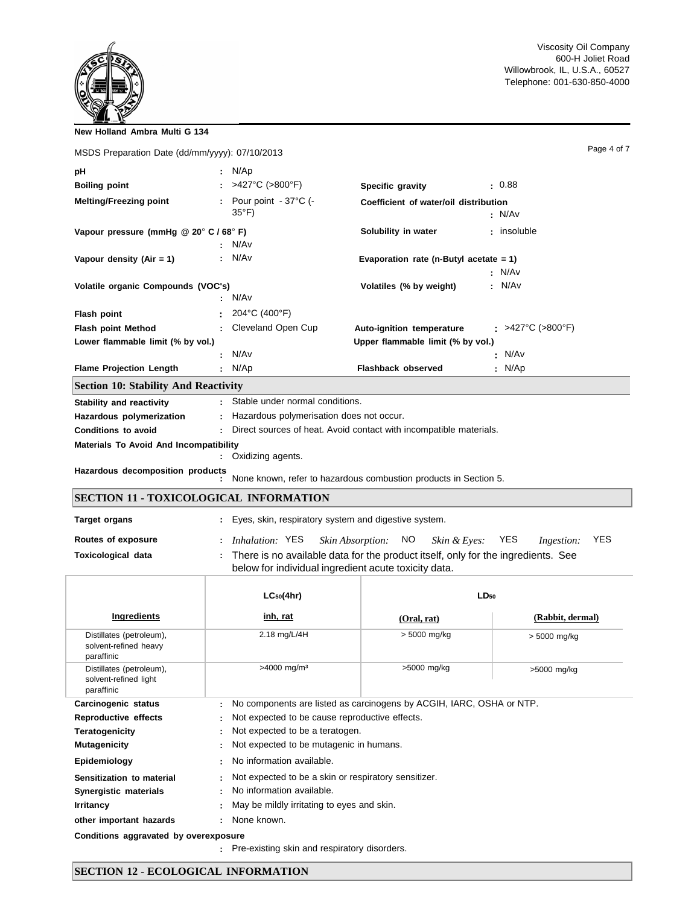New Holland Ambra Multi G 134

MSDS Preparation Date (dd/mm/yyyy): 07/10/2013

| | | | |
|---|---|---|---|
| **pH** | : N/Ap | | |
| **Boiling point** | : >427°C (>800°F) | **Specific gravity** | : 0.88 |
| **Melting/Freezing point** | : Pour point - 37°C (-35°F) | **Coefficient of water/oil distribution** | : N/Av |
| **Vapour pressure (mmHg @ 20° C / 68° F)** | : N/Av | **Solubility in water** | : insoluble |
| **Vapour density (Air = 1)** | : N/Av | **Evaporation rate (n-Butyl acetate = 1)** | : N/Av |
| **Volatile organic Compounds (VOC's)** | : N/Av | **Volatiles (% by weight)** | : N/Av |
| **Flash point** | : 204°C (400°F) | | |
| **Flash point Method** | : Cleveland Open Cup | **Auto-ignition temperature** | : >427°C (>800°F) |
| **Lower flammable limit (% by vol.)** | : N/Av | **Upper flammable limit (% by vol.)** | : N/Av |
| **Flame Projection Length** | : N/Ap | **Flashback observed** | : N/Ap |

## Section 10: Stability And Reactivity

**Stability and reactivity** : Stable under normal conditions.

**Hazardous polymerization** : Hazardous polymerisation does not occur.

**Conditions to avoid** : Direct sources of heat. Avoid contact with incompatible materials.

**Materials To Avoid And Incompatibility** : Oxidizing agents.

**Hazardous decomposition products** : None known, refer to hazardous combustion products in Section 5.

## SECTION 11 - TOXICOLOGICAL INFORMATION

**Target organs** : Eyes, skin, respiratory system and digestive system.

**Routes of exposure** : *Inhalation:* YES *Skin Absorption:* NO *Skin & Eyes:* YES *Ingestion:* YES

**Toxicological data** : There is no available data for the product itself, only for the ingredients. See below for individual ingredient acute toxicity data.

| | $LC_{50}$(4hr) | $LD_{50}$ | |
|---|---|---|---|
| **Ingredients** | **inh, rat** | **(Oral, rat)** | **(Rabbit, dermal)** |
| Distillates (petroleum), solvent-refined heavy paraffinic | 2.18 mg/L/4H | > 5000 mg/kg | > 5000 mg/kg |
| Distillates (petroleum), solvent-refined light paraffinic | >4000 mg/m³ | >5000 mg/kg | >5000 mg/kg |

**Carcinogenic status** : No components are listed as carcinogens by ACGIH, IARC, OSHA or NTP.

**Reproductive effects** : Not expected to be cause reproductive effects.

**Teratogenicity** : Not expected to be a teratogen.

**Mutagenicity** : Not expected to be mutagenic in humans.

**Epidemiology** : No information available.

**Sensitization to material** : Not expected to be a skin or respiratory sensitizer.

**Synergistic materials** : No information available.

**Irritancy** : May be mildly irritating to eyes and skin.

**other important hazards** : None known.

**Conditions aggravated by overexposure** : Pre-existing skin and respiratory disorders.

## SECTION 12 - ECOLOGICAL INFORMATION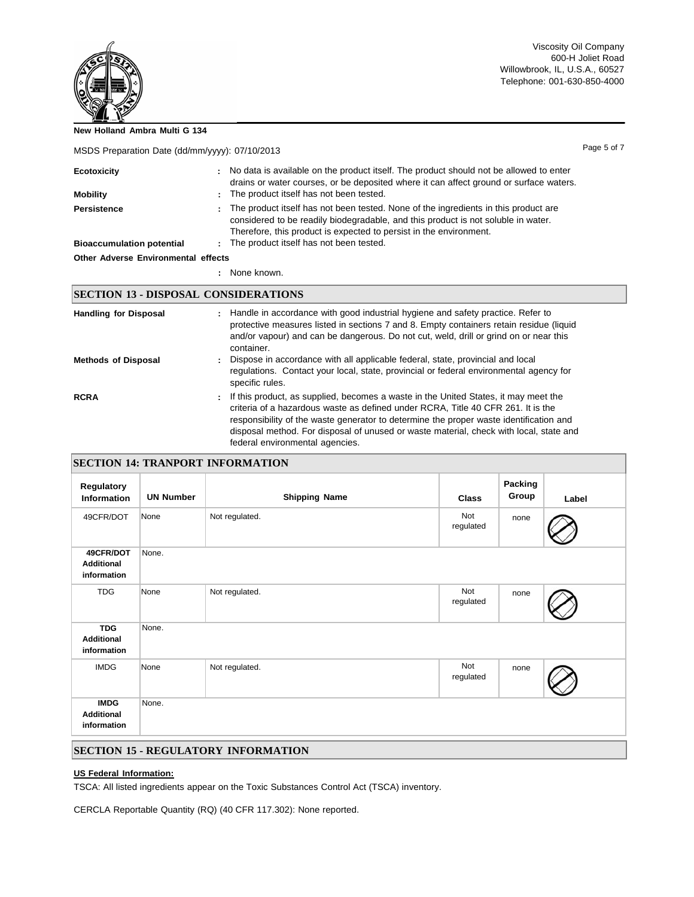**Ecotoxicity** : No data is available on the product itself. The product should not be allowed to enter drains or water courses, or be deposited where it can affect ground or surface waters.

**Mobility** : The product itself has not been tested.

**Persistence** : The product itself has not been tested. None of the ingredients in this product are considered to be readily biodegradable, and this product is not soluble in water. Therefore, this product is expected to persist in the environment.

**Bioaccumulation potential** : The product itself has not been tested.

**Other Adverse Environmental effects**

: None known.

## SECTION 13 - DISPOSAL CONSIDERATIONS

**Handling for Disposal** : Handle in accordance with good industrial hygiene and safety practice. Refer to protective measures listed in sections 7 and 8. Empty containers retain residue (liquid and/or vapour) and can be dangerous. Do not cut, weld, drill or grind on or near this container.

**Methods of Disposal** : Dispose in accordance with all applicable federal, state, provincial and local regulations. Contact your local, state, provincial or federal environmental agency for specific rules.

**RCRA** : If this product, as supplied, becomes a waste in the United States, it may meet the criteria of a hazardous waste as defined under RCRA, Title 40 CFR 261. It is the responsibility of the waste generator to determine the proper waste identification and disposal method. For disposal of unused or waste material, check with local, state and federal environmental agencies.

## SECTION 14: TRANPORT INFORMATION

| Regulatory Information | UN Number | Shipping Name | Class | Packing Group | Label |
|---|---|---|---|---|---|
| 49CFR/DOT | None | Not regulated. | Not regulated | none | |
| **49CFR/DOT Additional information** | None. | | | | |
| TDG | None | Not regulated. | Not regulated | none | |
| **TDG Additional information** | None. | | | | |
| IMDG | None | Not regulated. | Not regulated | none | |
| **IMDG Additional information** | None. | | | | |

## SECTION 15 - REGULATORY INFORMATION

**US Federal Information:**

TSCA: All listed ingredients appear on the Toxic Substances Control Act (TSCA) inventory.

CERCLA Reportable Quantity (RQ) (40 CFR 117.302): None reported.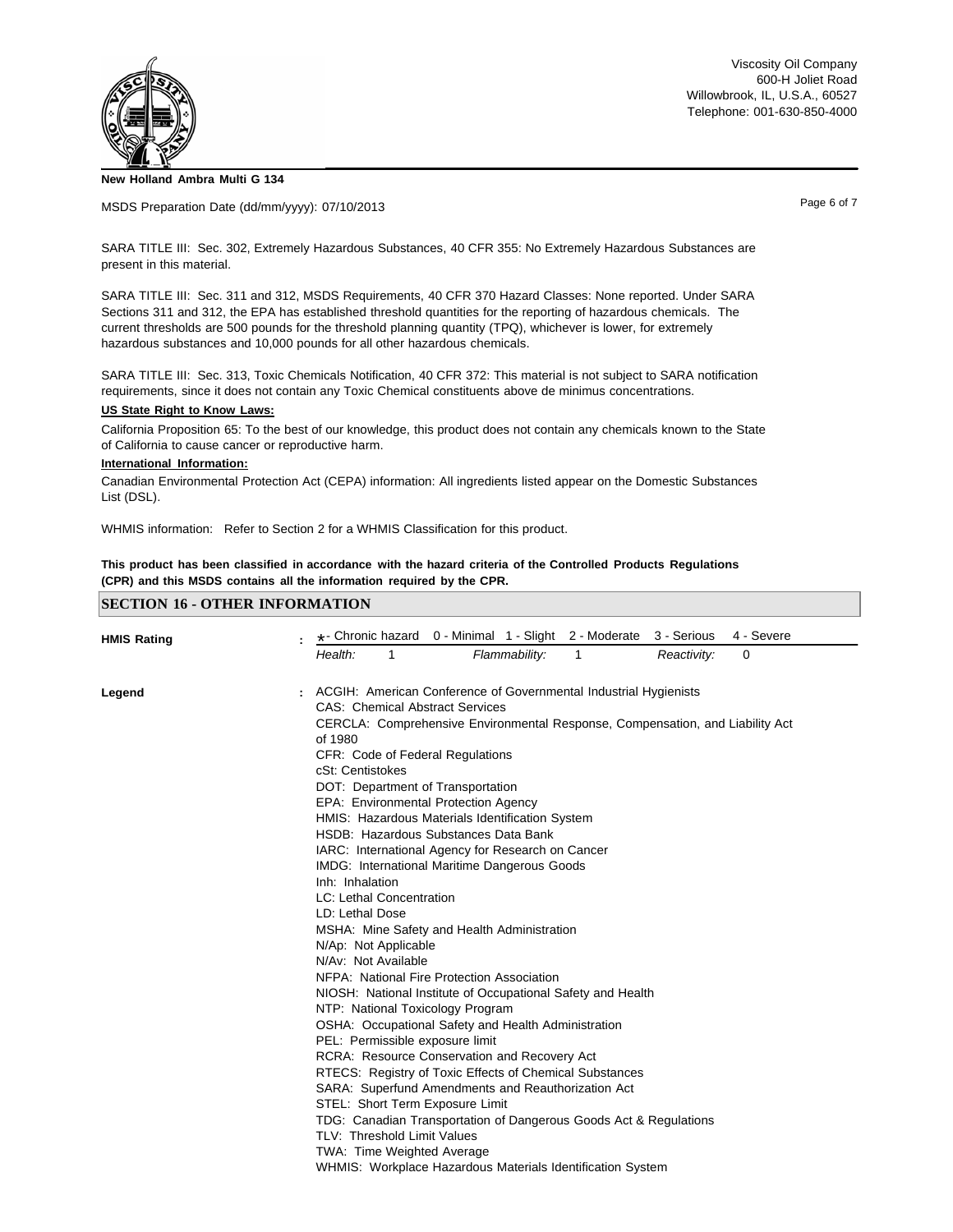SARA TITLE III: Sec. 302, Extremely Hazardous Substances, 40 CFR 355: No Extremely Hazardous Substances are present in this material.

SARA TITLE III: Sec. 311 and 312, MSDS Requirements, 40 CFR 370 Hazard Classes: None reported. Under SARA Sections 311 and 312, the EPA has established threshold quantities for the reporting of hazardous chemicals. The current thresholds are 500 pounds for the threshold planning quantity (TPQ), whichever is lower, for extremely hazardous substances and 10,000 pounds for all other hazardous chemicals.

SARA TITLE III: Sec. 313, Toxic Chemicals Notification, 40 CFR 372: This material is not subject to SARA notification requirements, since it does not contain any Toxic Chemical constituents above de minimus concentrations.

**US State Right to Know Laws:**

California Proposition 65: To the best of our knowledge, this product does not contain any chemicals known to the State of California to cause cancer or reproductive harm.

**International Information:**

Canadian Environmental Protection Act (CEPA) information: All ingredients listed appear on the Domestic Substances List (DSL).

WHMIS information: Refer to Section 2 for a WHMIS Classification for this product.

**This product has been classified in accordance with the hazard criteria of the Controlled Products Regulations (CPR) and this MSDS contains all the information required by the CPR.**

## SECTION 16 - OTHER INFORMATION

**HMIS Rating** : * - Chronic hazard 0 - Minimal 1 - Slight 2 - Moderate 3 - Serious 4 - Severe

*Health:* 1 *Flammability:* 1 *Reactivity:* 0

**Legend** :

ACGIH: American Conference of Governmental Industrial Hygienists
CAS: Chemical Abstract Services
CERCLA: Comprehensive Environmental Response, Compensation, and Liability Act of 1980
CFR: Code of Federal Regulations
cSt: Centistokes
DOT: Department of Transportation
EPA: Environmental Protection Agency
HMIS: Hazardous Materials Identification System
HSDB: Hazardous Substances Data Bank
IARC: International Agency for Research on Cancer
IMDG: International Maritime Dangerous Goods
Inh: Inhalation
LC: Lethal Concentration
LD: Lethal Dose
MSHA: Mine Safety and Health Administration
N/Ap: Not Applicable
N/Av: Not Available
NFPA: National Fire Protection Association
NIOSH: National Institute of Occupational Safety and Health
NTP: National Toxicology Program
OSHA: Occupational Safety and Health Administration
PEL: Permissible exposure limit
RCRA: Resource Conservation and Recovery Act
RTECS: Registry of Toxic Effects of Chemical Substances
SARA: Superfund Amendments and Reauthorization Act
STEL: Short Term Exposure Limit
TDG: Canadian Transportation of Dangerous Goods Act & Regulations
TLV: Threshold Limit Values
TWA: Time Weighted Average
WHMIS: Workplace Hazardous Materials Identification System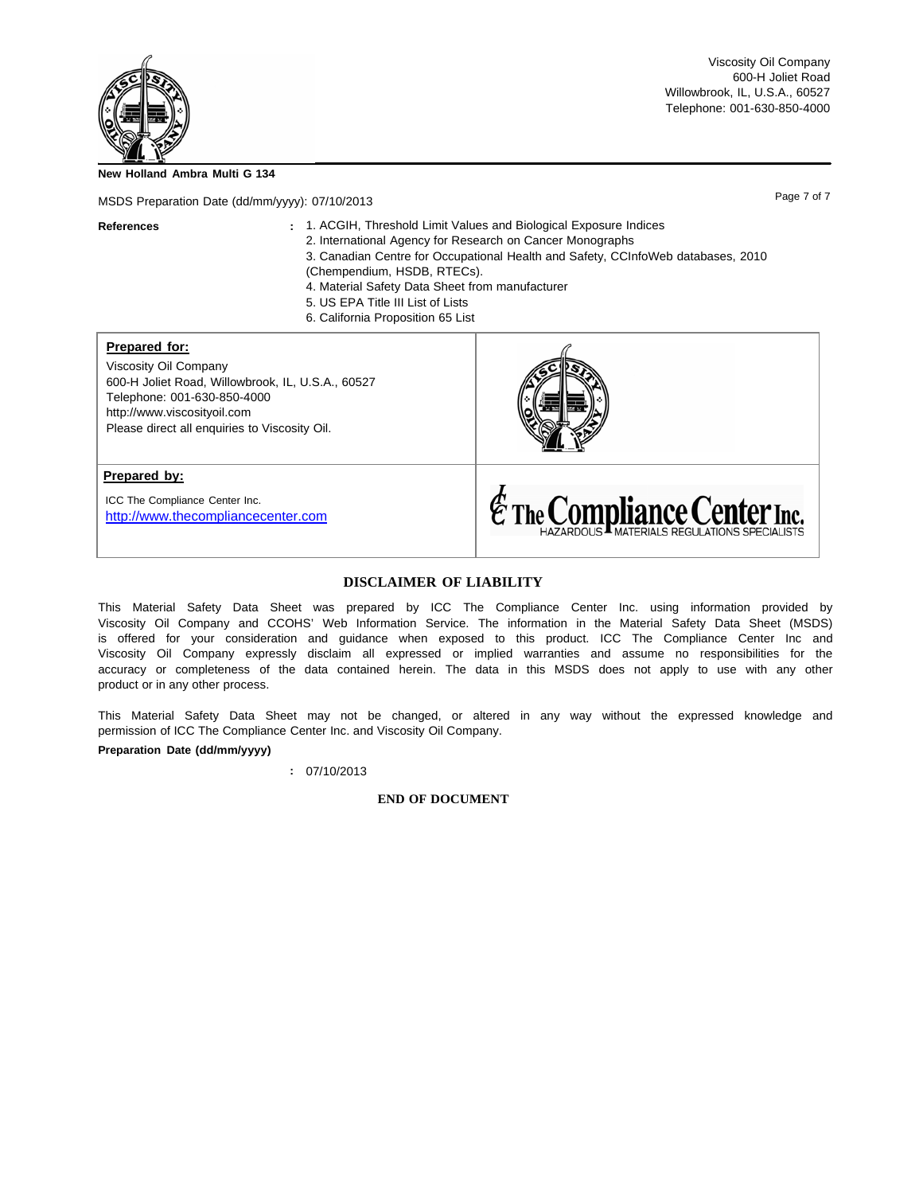**New Holland Ambra Multi G 134**

MSDS Preparation Date (dd/mm/yyyy): 07/10/2013

**References** : 1. ACGIH, Threshold Limit Values and Biological Exposure Indices
2. International Agency for Research on Cancer Monographs
3. Canadian Centre for Occupational Health and Safety, CCInfoWeb databases, 2010 (Chempendium, HSDB, RTECs).
4. Material Safety Data Sheet from manufacturer
5. US EPA Title III List of Lists
6. California Proposition 65 List

| | |
|---|---|
| **Prepared for:**<br>Viscosity Oil Company<br>600-H Joliet Road, Willowbrook, IL, U.S.A., 60527<br>Telephone: 001-630-850-4000<br>http://www.viscosityoil.com<br>Please direct all enquiries to Viscosity Oil. | |
| **Prepared by:**<br>ICC The Compliance Center Inc.<br>http://www.thecompliancecenter.com | The Compliance Center Inc. HAZARDOUS MATERIALS REGULATIONS SPECIALISTS |

## DISCLAIMER OF LIABILITY

This Material Safety Data Sheet was prepared by ICC The Compliance Center Inc. using information provided by Viscosity Oil Company and CCOHS' Web Information Service. The information in the Material Safety Data Sheet (MSDS) is offered for your consideration and guidance when exposed to this product. ICC The Compliance Center Inc and Viscosity Oil Company expressly disclaim all expressed or implied warranties and assume no responsibilities for the accuracy or completeness of the data contained herein. The data in this MSDS does not apply to use with any other product or in any other process.

This Material Safety Data Sheet may not be changed, or altered in any way without the expressed knowledge and permission of ICC The Compliance Center Inc. and Viscosity Oil Company.

**Preparation Date (dd/mm/yyyy)** : 07/10/2013

**END OF DOCUMENT**